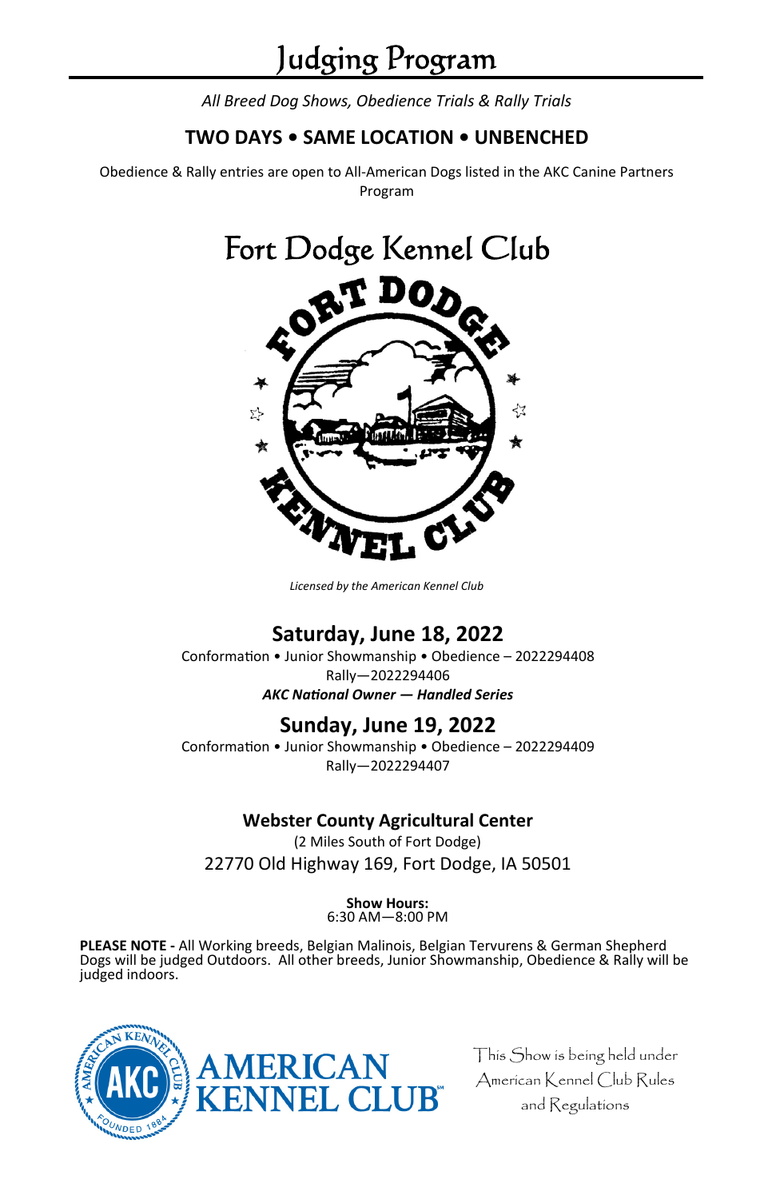# Judging Program

*All Breed Dog Shows, Obedience Trials & Rally Trials*

**TWO DAYS • SAME LOCATION • UNBENCHED**

Obedience & Rally entries are open to All-American Dogs listed in the AKC Canine Partners Program

## Fort Dodge Kennel Club

*Licensed by the American Kennel Club*

## Saturday, June 18, 2022

Conformation • Junior Showmanship • Obedience – 2022294408

Rally—2022294406

***AKC National Owner — Handled Series***

## Sunday, June 19, 2022

Conformation • Junior Showmanship • Obedience – 2022294409

Rally—2022294407

### Webster County Agricultural Center

(2 Miles South of Fort Dodge)

22770 Old Highway 169, Fort Dodge, IA 50501

**Show Hours:**
6:30 AM—8:00 PM

**PLEASE NOTE -** All Working breeds, Belgian Malinois, Belgian Tervurens & German Shepherd Dogs will be judged Outdoors. All other breeds, Junior Showmanship, Obedience & Rally will be judged indoors.

This Show is being held under American Kennel Club Rules and Regulations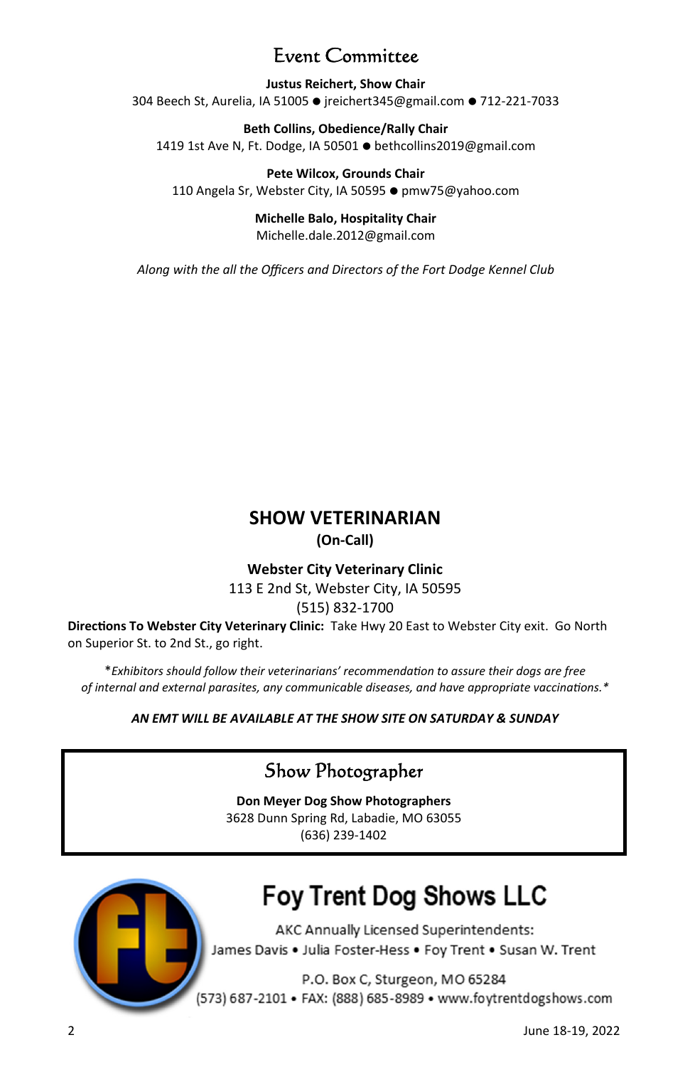# Event Committee

**Justus Reichert, Show Chair**
304 Beech St, Aurelia, IA 51005 ● jreichert345@gmail.com ● 712-221-7033

**Beth Collins, Obedience/Rally Chair**
1419 1st Ave N, Ft. Dodge, IA 50501 ● bethcollins2019@gmail.com

**Pete Wilcox, Grounds Chair**
110 Angela Sr, Webster City, IA 50595 ● pmw75@yahoo.com

**Michelle Balo, Hospitality Chair**
Michelle.dale.2012@gmail.com

*Along with the all the Officers and Directors of the Fort Dodge Kennel Club*

## SHOW VETERINARIAN

**(On-Call)**

**Webster City Veterinary Clinic**
113 E 2nd St, Webster City, IA 50595
(515) 832-1700

**Directions To Webster City Veterinary Clinic:** Take Hwy 20 East to Webster City exit. Go North on Superior St. to 2nd St., go right.

*Exhibitors should follow their veterinarians' recommendation to assure their dogs are free of internal and external parasites, any communicable diseases, and have appropriate vaccinations.*

***AN EMT WILL BE AVAILABLE AT THE SHOW SITE ON SATURDAY & SUNDAY***

## Show Photographer

**Don Meyer Dog Show Photographers**
3628 Dunn Spring Rd, Labadie, MO 63055
(636) 239-1402

## Foy Trent Dog Shows LLC

AKC Annually Licensed Superintendents:
James Davis • Julia Foster-Hess • Foy Trent • Susan W. Trent

P.O. Box C, Sturgeon, MO 65284
(573) 687-2101 • FAX: (888) 685-8989 • www.foytrentdogshows.com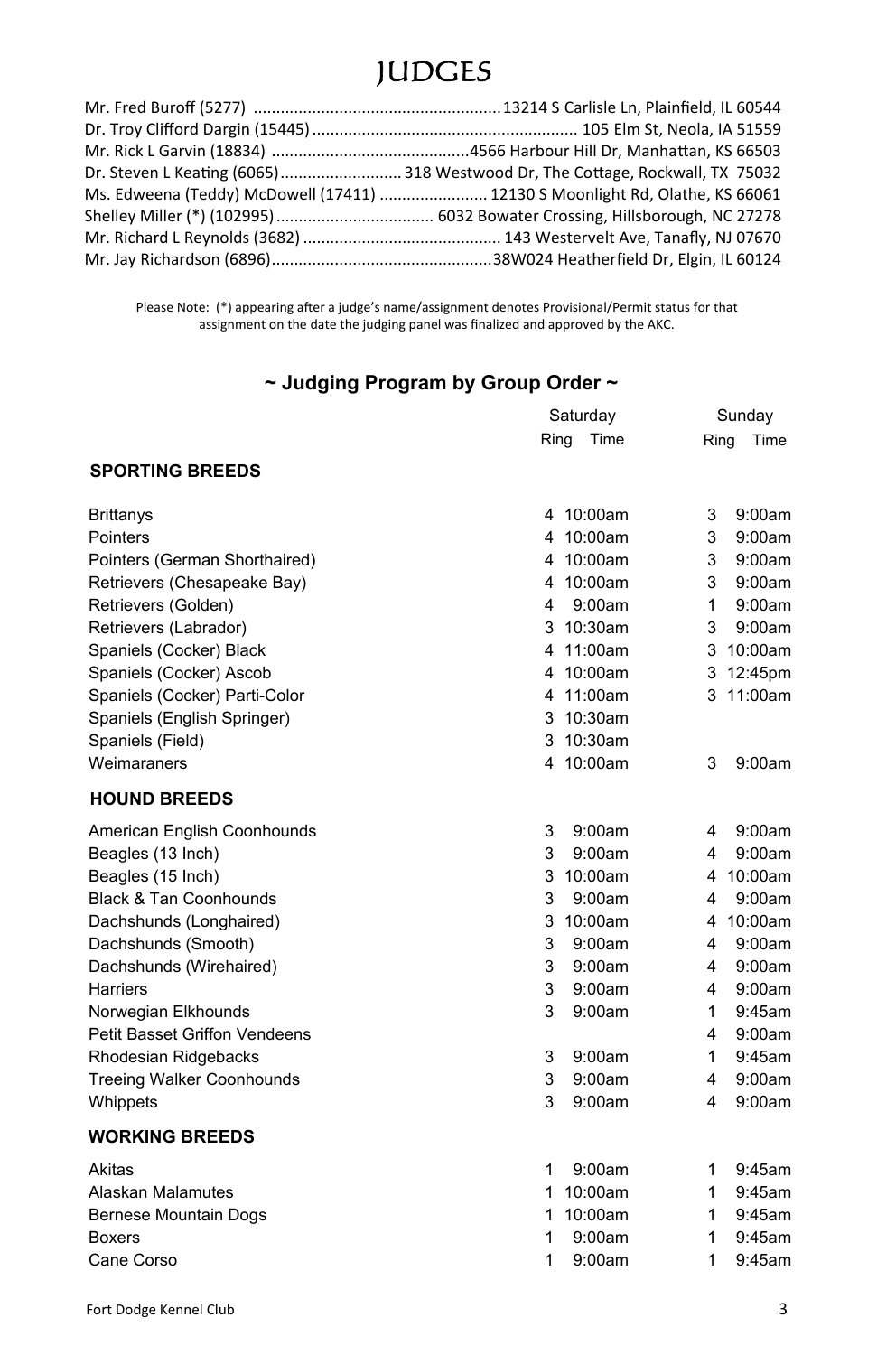# JUDGES

Mr. Fred Buroff (5277) ........................................................ 13214 S Carlisle Ln, Plainfield, IL 60544
Dr. Troy Clifford Dargin (15445) ............................................................ 105 Elm St, Neola, IA 51559
Mr. Rick L Garvin (18834) ............................................. 4566 Harbour Hill Dr, Manhattan, KS 66503
Dr. Steven L Keating (6065) ........................... 318 Westwood Dr, The Cottage, Rockwall, TX 75032
Ms. Edweena (Teddy) McDowell (17411) ........................ 12130 S Moonlight Rd, Olathe, KS 66061
Shelley Miller (*) (102995) .................................. 6032 Bowater Crossing, Hillsborough, NC 27278
Mr. Richard L Reynolds (3682) ............................................ 143 Westervelt Ave, Tanafly, NJ 07670
Mr. Jay Richardson (6896) ................................................. 38W024 Heatherfield Dr, Elgin, IL 60124

Please Note: (*) appearing after a judge's name/assignment denotes Provisional/Permit status for that assignment on the date the judging panel was finalized and approved by the AKC.

## ~ Judging Program by Group Order ~

| | Saturday | | Sunday | |
|---|---|---|---|---|
| | Ring | Time | Ring | Time |
| **SPORTING BREEDS** | | | | |
| Brittanys | 4 | 10:00am | 3 | 9:00am |
| Pointers | 4 | 10:00am | 3 | 9:00am |
| Pointers (German Shorthaired) | 4 | 10:00am | 3 | 9:00am |
| Retrievers (Chesapeake Bay) | 4 | 10:00am | 3 | 9:00am |
| Retrievers (Golden) | 4 | 9:00am | 1 | 9:00am |
| Retrievers (Labrador) | 3 | 10:30am | 3 | 9:00am |
| Spaniels (Cocker) Black | 4 | 11:00am | 3 | 10:00am |
| Spaniels (Cocker) Ascob | 4 | 10:00am | 3 | 12:45pm |
| Spaniels (Cocker) Parti-Color | 4 | 11:00am | 3 | 11:00am |
| Spaniels (English Springer) | 3 | 10:30am | | |
| Spaniels (Field) | 3 | 10:30am | | |
| Weimaraners | 4 | 10:00am | 3 | 9:00am |
| **HOUND BREEDS** | | | | |
| American English Coonhounds | 3 | 9:00am | 4 | 9:00am |
| Beagles (13 Inch) | 3 | 9:00am | 4 | 9:00am |
| Beagles (15 Inch) | 3 | 10:00am | 4 | 10:00am |
| Black & Tan Coonhounds | 3 | 9:00am | 4 | 9:00am |
| Dachshunds (Longhaired) | 3 | 10:00am | 4 | 10:00am |
| Dachshunds (Smooth) | 3 | 9:00am | 4 | 9:00am |
| Dachshunds (Wirehaired) | 3 | 9:00am | 4 | 9:00am |
| Harriers | 3 | 9:00am | 4 | 9:00am |
| Norwegian Elkhounds | 3 | 9:00am | 1 | 9:45am |
| Petit Basset Griffon Vendeens | | | 4 | 9:00am |
| Rhodesian Ridgebacks | 3 | 9:00am | 1 | 9:45am |
| Treeing Walker Coonhounds | 3 | 9:00am | 4 | 9:00am |
| Whippets | 3 | 9:00am | 4 | 9:00am |
| **WORKING BREEDS** | | | | |
| Akitas | 1 | 9:00am | 1 | 9:45am |
| Alaskan Malamutes | 1 | 10:00am | 1 | 9:45am |
| Bernese Mountain Dogs | 1 | 10:00am | 1 | 9:45am |
| Boxers | 1 | 9:00am | 1 | 9:45am |
| Cane Corso | 1 | 9:00am | 1 | 9:45am |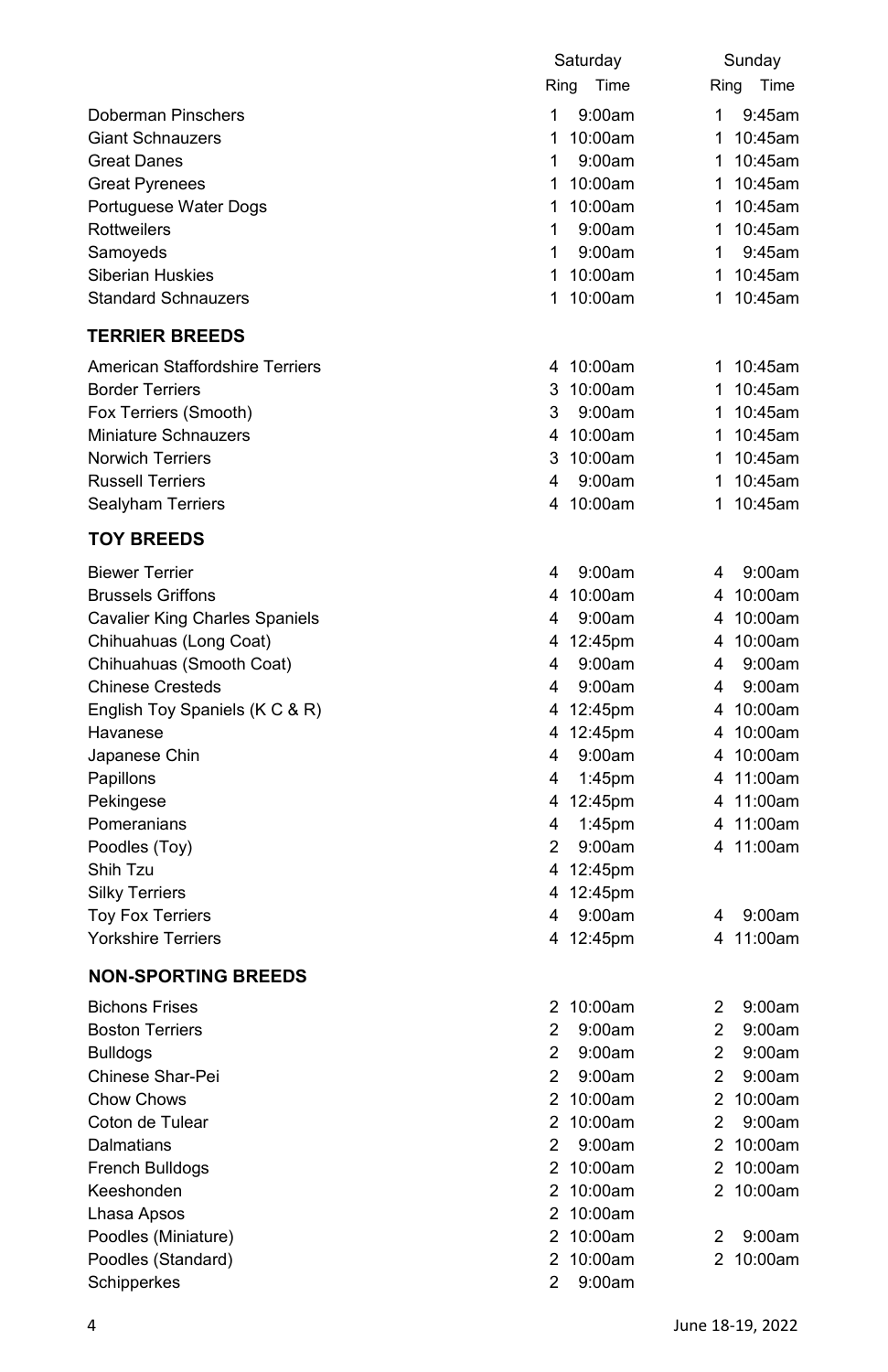| | Saturday | | Sunday | |
|---|---|---|---|---|
| | Ring | Time | Ring | Time |
| Doberman Pinschers | 1 | 9:00am | 1 | 9:45am |
| Giant Schnauzers | 1 | 10:00am | 1 | 10:45am |
| Great Danes | 1 | 9:00am | 1 | 10:45am |
| Great Pyrenees | 1 | 10:00am | 1 | 10:45am |
| Portuguese Water Dogs | 1 | 10:00am | 1 | 10:45am |
| Rottweilers | 1 | 9:00am | 1 | 10:45am |
| Samoyeds | 1 | 9:00am | 1 | 9:45am |
| Siberian Huskies | 1 | 10:00am | 1 | 10:45am |
| Standard Schnauzers | 1 | 10:00am | 1 | 10:45am |

## TERRIER BREEDS

| | Saturday | | Sunday | |
|---|---|---|---|---|
| | Ring | Time | Ring | Time |
| American Staffordshire Terriers | 4 | 10:00am | 1 | 10:45am |
| Border Terriers | 3 | 10:00am | 1 | 10:45am |
| Fox Terriers (Smooth) | 3 | 9:00am | 1 | 10:45am |
| Miniature Schnauzers | 4 | 10:00am | 1 | 10:45am |
| Norwich Terriers | 3 | 10:00am | 1 | 10:45am |
| Russell Terriers | 4 | 9:00am | 1 | 10:45am |
| Sealyham Terriers | 4 | 10:00am | 1 | 10:45am |

## TOY BREEDS

| | Saturday | | Sunday | |
|---|---|---|---|---|
| | Ring | Time | Ring | Time |
| Biewer Terrier | 4 | 9:00am | 4 | 9:00am |
| Brussels Griffons | 4 | 10:00am | 4 | 10:00am |
| Cavalier King Charles Spaniels | 4 | 9:00am | 4 | 10:00am |
| Chihuahuas (Long Coat) | 4 | 12:45pm | 4 | 10:00am |
| Chihuahuas (Smooth Coat) | 4 | 9:00am | 4 | 9:00am |
| Chinese Cresteds | 4 | 9:00am | 4 | 9:00am |
| English Toy Spaniels (K C & R) | 4 | 12:45pm | 4 | 10:00am |
| Havanese | 4 | 12:45pm | 4 | 10:00am |
| Japanese Chin | 4 | 9:00am | 4 | 10:00am |
| Papillons | 4 | 1:45pm | 4 | 11:00am |
| Pekingese | 4 | 12:45pm | 4 | 11:00am |
| Pomeranians | 4 | 1:45pm | 4 | 11:00am |
| Poodles (Toy) | 2 | 9:00am | 4 | 11:00am |
| Shih Tzu | 4 | 12:45pm | | |
| Silky Terriers | 4 | 12:45pm | | |
| Toy Fox Terriers | 4 | 9:00am | 4 | 9:00am |
| Yorkshire Terriers | 4 | 12:45pm | 4 | 11:00am |

## NON-SPORTING BREEDS

| | Saturday | | Sunday | |
|---|---|---|---|---|
| | Ring | Time | Ring | Time |
| Bichons Frises | 2 | 10:00am | 2 | 9:00am |
| Boston Terriers | 2 | 9:00am | 2 | 9:00am |
| Bulldogs | 2 | 9:00am | 2 | 9:00am |
| Chinese Shar-Pei | 2 | 9:00am | 2 | 9:00am |
| Chow Chows | 2 | 10:00am | 2 | 10:00am |
| Coton de Tulear | 2 | 10:00am | 2 | 9:00am |
| Dalmatians | 2 | 9:00am | 2 | 10:00am |
| French Bulldogs | 2 | 10:00am | 2 | 10:00am |
| Keeshonden | 2 | 10:00am | 2 | 10:00am |
| Lhasa Apsos | 2 | 10:00am | | |
| Poodles (Miniature) | 2 | 10:00am | 2 | 9:00am |
| Poodles (Standard) | 2 | 10:00am | 2 | 10:00am |
| Schipperkes | 2 | 9:00am | | |

June 18-19, 2022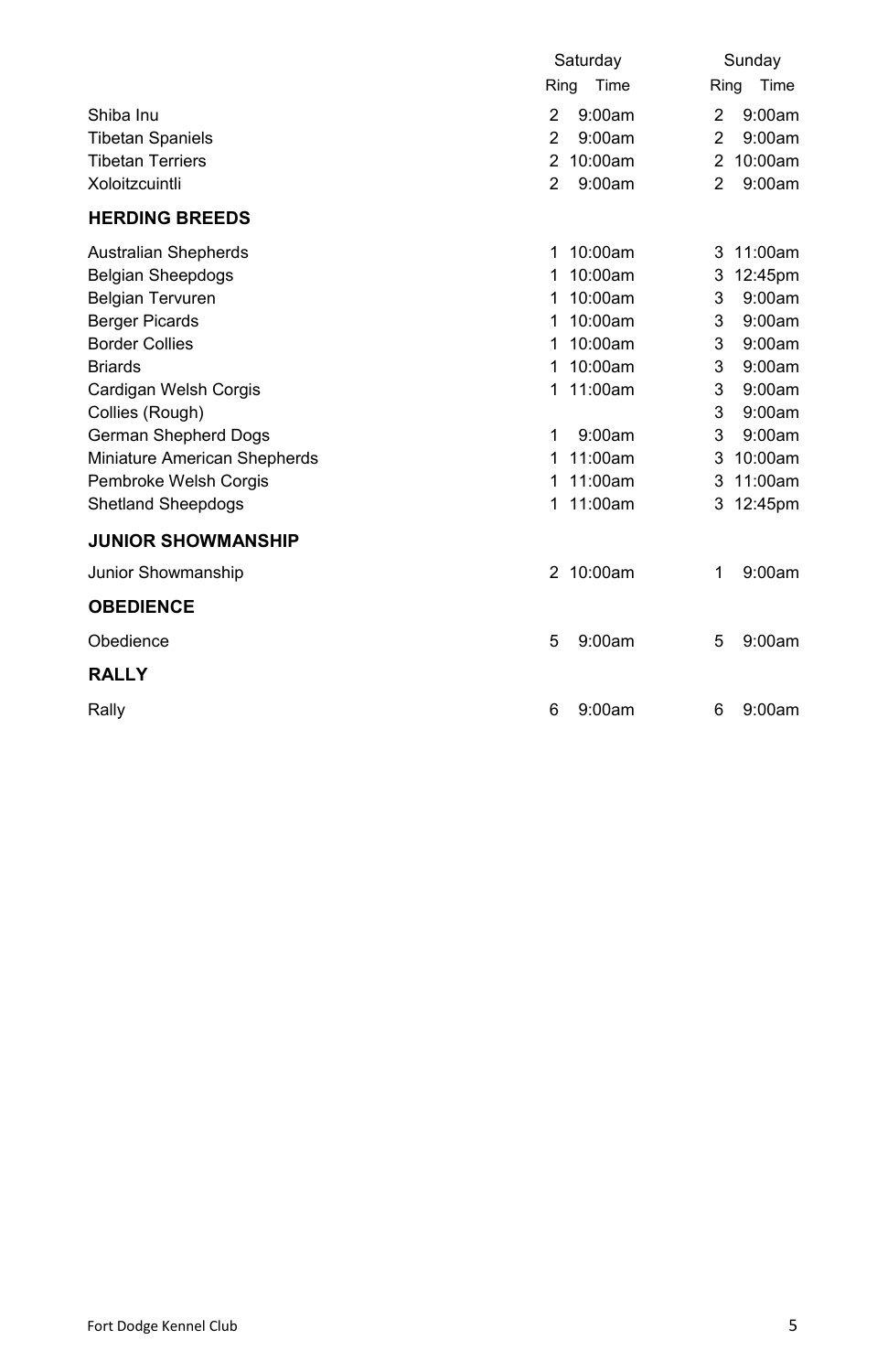| | Saturday | | Sunday | |
|---|---|---|---|---|
| | Ring | Time | Ring | Time |
| Shiba Inu | 2 | 9:00am | 2 | 9:00am |
| Tibetan Spaniels | 2 | 9:00am | 2 | 9:00am |
| Tibetan Terriers | 2 | 10:00am | 2 | 10:00am |
| Xoloitzcuintli | 2 | 9:00am | 2 | 9:00am |
| **HERDING BREEDS** | | | | |
| Australian Shepherds | 1 | 10:00am | 3 | 11:00am |
| Belgian Sheepdogs | 1 | 10:00am | 3 | 12:45pm |
| Belgian Tervuren | 1 | 10:00am | 3 | 9:00am |
| Berger Picards | 1 | 10:00am | 3 | 9:00am |
| Border Collies | 1 | 10:00am | 3 | 9:00am |
| Briards | 1 | 10:00am | 3 | 9:00am |
| Cardigan Welsh Corgis | 1 | 11:00am | 3 | 9:00am |
| Collies (Rough) | | | 3 | 9:00am |
| German Shepherd Dogs | 1 | 9:00am | 3 | 9:00am |
| Miniature American Shepherds | 1 | 11:00am | 3 | 10:00am |
| Pembroke Welsh Corgis | 1 | 11:00am | 3 | 11:00am |
| Shetland Sheepdogs | 1 | 11:00am | 3 | 12:45pm |
| **JUNIOR SHOWMANSHIP** | | | | |
| Junior Showmanship | 2 | 10:00am | 1 | 9:00am |
| **OBEDIENCE** | | | | |
| Obedience | 5 | 9:00am | 5 | 9:00am |
| **RALLY** | | | | |
| Rally | 6 | 9:00am | 6 | 9:00am |

Fort Dodge Kennel Club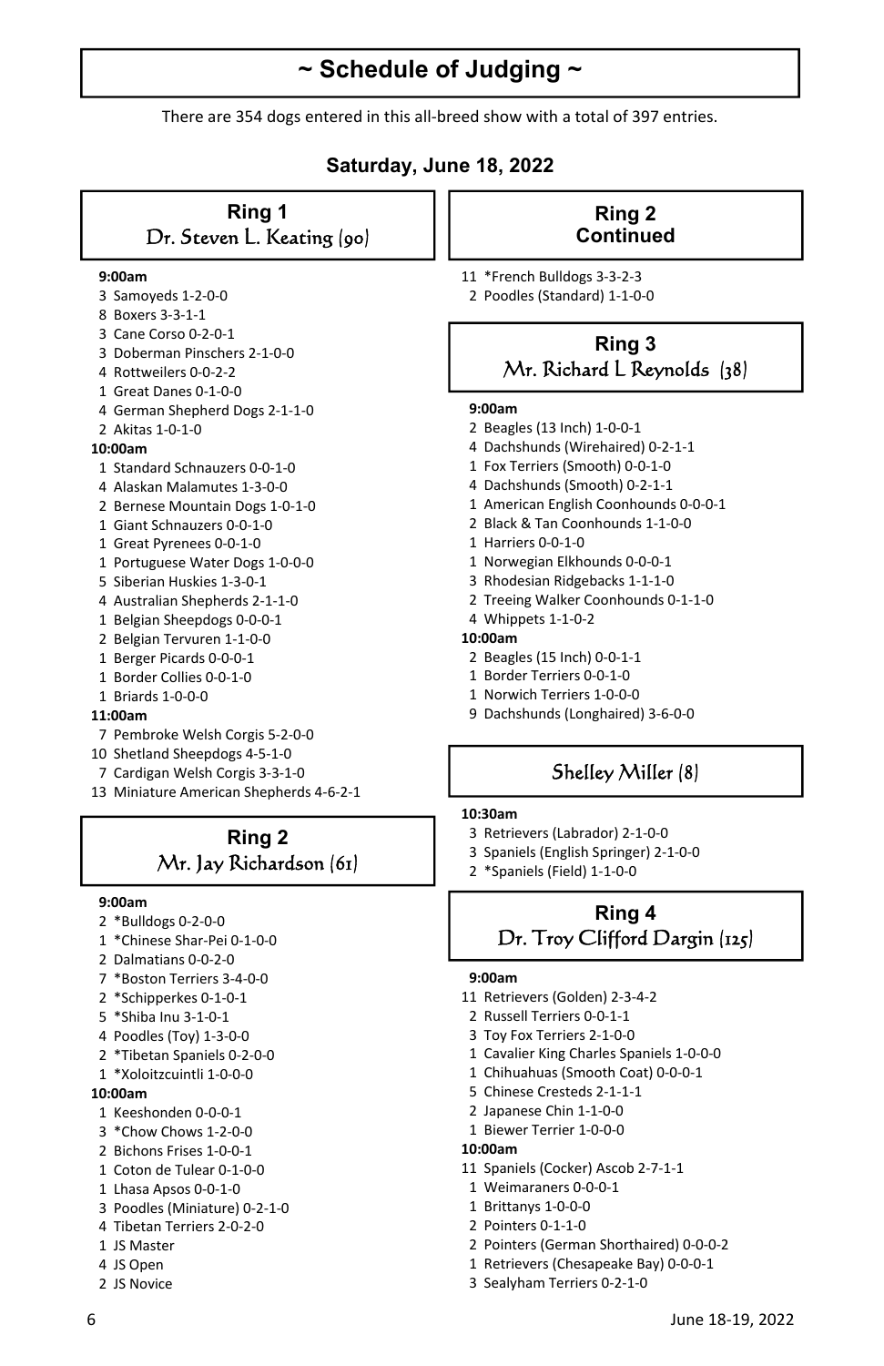# ~ Schedule of Judging ~

There are 354 dogs entered in this all-breed show with a total of 397 entries.

## Saturday, June 18, 2022

### Ring 1
Dr. Steven L. Keating (90)

**9:00am**
- 3 Samoyeds 1-2-0-0
- 8 Boxers 3-3-1-1
- 3 Cane Corso 0-2-0-1
- 3 Doberman Pinschers 2-1-0-0
- 4 Rottweilers 0-0-2-2
- 1 Great Danes 0-1-0-0
- 4 German Shepherd Dogs 2-1-1-0
- 2 Akitas 1-0-1-0

**10:00am**
- 1 Standard Schnauzers 0-0-1-0
- 4 Alaskan Malamutes 1-3-0-0
- 2 Bernese Mountain Dogs 1-0-1-0
- 1 Giant Schnauzers 0-0-1-0
- 1 Great Pyrenees 0-0-1-0
- 1 Portuguese Water Dogs 1-0-0-0
- 5 Siberian Huskies 1-3-0-1
- 4 Australian Shepherds 2-1-1-0
- 1 Belgian Sheepdogs 0-0-0-1
- 2 Belgian Tervuren 1-1-0-0
- 1 Berger Picards 0-0-0-1
- 1 Border Collies 0-0-1-0
- 1 Briards 1-0-0-0

**11:00am**
- 7 Pembroke Welsh Corgis 5-2-0-0
- 10 Shetland Sheepdogs 4-5-1-0
- 7 Cardigan Welsh Corgis 3-3-1-0
- 13 Miniature American Shepherds 4-6-2-1

### Ring 2
Mr. Jay Richardson (61)

**9:00am**
- 2 *Bulldogs 0-2-0-0
- 1 *Chinese Shar-Pei 0-1-0-0
- 2 Dalmatians 0-0-2-0
- 7 *Boston Terriers 3-4-0-0
- 2 *Schipperkes 0-1-0-1
- 5 *Shiba Inu 3-1-0-1
- 4 Poodles (Toy) 1-3-0-0
- 2 *Tibetan Spaniels 0-2-0-0
- 1 *Xoloitzcuintli 1-0-0-0

**10:00am**
- 1 Keeshonden 0-0-0-1
- 3 *Chow Chows 1-2-0-0
- 2 Bichons Frises 1-0-0-1
- 1 Coton de Tulear 0-1-0-0
- 1 Lhasa Apsos 0-0-1-0
- 3 Poodles (Miniature) 0-2-1-0
- 4 Tibetan Terriers 2-0-2-0
- 1 JS Master
- 4 JS Open
- 2 JS Novice

### Ring 2 Continued

- 11 *French Bulldogs 3-3-2-3
- 2 Poodles (Standard) 1-1-0-0

### Ring 3
Mr. Richard L Reynolds (38)

**9:00am**
- 2 Beagles (13 Inch) 1-0-0-1
- 4 Dachshunds (Wirehaired) 0-2-1-1
- 1 Fox Terriers (Smooth) 0-0-1-0
- 4 Dachshunds (Smooth) 0-2-1-1
- 1 American English Coonhounds 0-0-0-1
- 2 Black & Tan Coonhounds 1-1-0-0
- 1 Harriers 0-0-1-0
- 1 Norwegian Elkhounds 0-0-0-1
- 3 Rhodesian Ridgebacks 1-1-1-0
- 2 Treeing Walker Coonhounds 0-1-1-0
- 4 Whippets 1-1-0-2

**10:00am**
- 2 Beagles (15 Inch) 0-0-1-1
- 1 Border Terriers 0-0-1-0
- 1 Norwich Terriers 1-0-0-0
- 9 Dachshunds (Longhaired) 3-6-0-0

### Shelley Miller (8)

**10:30am**
- 3 Retrievers (Labrador) 2-1-0-0
- 3 Spaniels (English Springer) 2-1-0-0
- 2 *Spaniels (Field) 1-1-0-0

### Ring 4
Dr. Troy Clifford Dargin (125)

**9:00am**
- 11 Retrievers (Golden) 2-3-4-2
- 2 Russell Terriers 0-0-1-1
- 3 Toy Fox Terriers 2-1-0-0
- 1 Cavalier King Charles Spaniels 1-0-0-0
- 1 Chihuahuas (Smooth Coat) 0-0-0-1
- 5 Chinese Cresteds 2-1-1-1
- 2 Japanese Chin 1-1-0-0
- 1 Biewer Terrier 1-0-0-0

**10:00am**
- 11 Spaniels (Cocker) Ascob 2-7-1-1
- 1 Weimaraners 0-0-0-1
- 1 Brittanys 1-0-0-0
- 2 Pointers 0-1-1-0
- 2 Pointers (German Shorthaired) 0-0-0-2
- 1 Retrievers (Chesapeake Bay) 0-0-0-1
- 3 Sealyham Terriers 0-2-1-0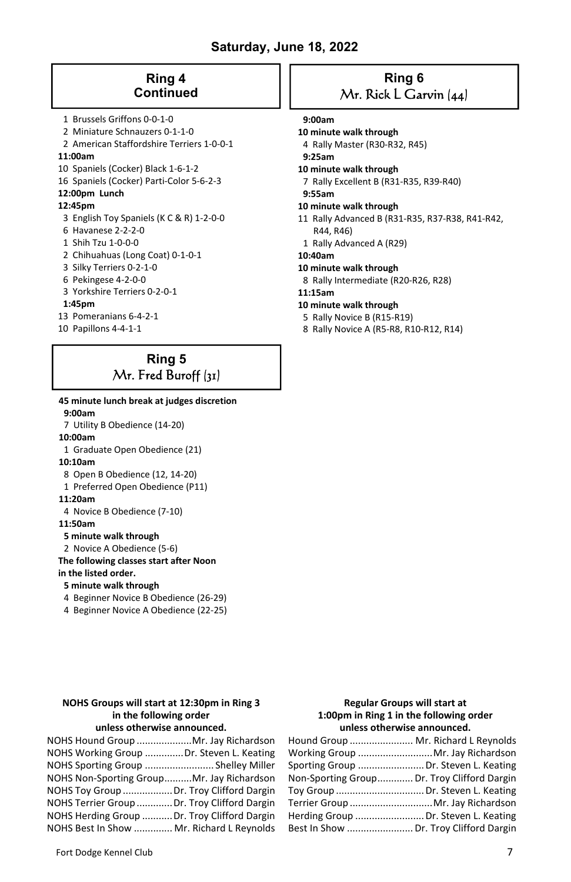# Saturday, June 18, 2022

## Ring 4 Continued

1 Brussels Griffons 0-0-1-0
2 Miniature Schnauzers 0-1-1-0
2 American Staffordshire Terriers 1-0-0-1

**11:00am**

10 Spaniels (Cocker) Black 1-6-1-2
16 Spaniels (Cocker) Parti-Color 5-6-2-3

**12:00pm Lunch**

**12:45pm**

3 English Toy Spaniels (K C & R) 1-2-0-0
6 Havanese 2-2-2-0
1 Shih Tzu 1-0-0-0
2 Chihuahuas (Long Coat) 0-1-0-1
3 Silky Terriers 0-2-1-0
6 Pekingese 4-2-0-0
3 Yorkshire Terriers 0-2-0-1

**1:45pm**

13 Pomeranians 6-4-2-1
10 Papillons 4-4-1-1

## Ring 5
Mr. Fred Buroff (31)

**45 minute lunch break at judges discretion**

**9:00am**

7 Utility B Obedience (14-20)

**10:00am**

1 Graduate Open Obedience (21)

**10:10am**

8 Open B Obedience (12, 14-20)
1 Preferred Open Obedience (P11)

**11:20am**

4 Novice B Obedience (7-10)

**11:50am**

**5 minute walk through**

2 Novice A Obedience (5-6)

**The following classes start after Noon in the listed order.**

**5 minute walk through**

4 Beginner Novice B Obedience (26-29)
4 Beginner Novice A Obedience (22-25)

## Ring 6
Mr. Rick L Garvin (44)

**9:00am**

**10 minute walk through**

4 Rally Master (R30-R32, R45)

**9:25am**

**10 minute walk through**

7 Rally Excellent B (R31-R35, R39-R40)

**9:55am**

**10 minute walk through**

11 Rally Advanced B (R31-R35, R37-R38, R41-R42, R44, R46)
1 Rally Advanced A (R29)

**10:40am**

**10 minute walk through**

8 Rally Intermediate (R20-R26, R28)

**11:15am**

**10 minute walk through**

5 Rally Novice B (R15-R19)
8 Rally Novice A (R5-R8, R10-R12, R14)

**NOHS Groups will start at 12:30pm in Ring 3 in the following order unless otherwise announced.**

NOHS Hound Group .................... Mr. Jay Richardson
NOHS Working Group .............. Dr. Steven L. Keating
NOHS Sporting Group ......................... Shelley Miller
NOHS Non-Sporting Group.......... Mr. Jay Richardson
NOHS Toy Group .................. Dr. Troy Clifford Dargin
NOHS Terrier Group ............. Dr. Troy Clifford Dargin
NOHS Herding Group ........... Dr. Troy Clifford Dargin
NOHS Best In Show .............. Mr. Richard L Reynolds

**Regular Groups will start at 1:00pm in Ring 1 in the following order unless otherwise announced.**

Hound Group ....................... Mr. Richard L Reynolds
Working Group ........................... Mr. Jay Richardson
Sporting Group ........................ Dr. Steven L. Keating
Non-Sporting Group............. Dr. Troy Clifford Dargin
Toy Group ................................ Dr. Steven L. Keating
Terrier Group .............................. Mr. Jay Richardson
Herding Group ......................... Dr. Steven L. Keating
Best In Show ........................ Dr. Troy Clifford Dargin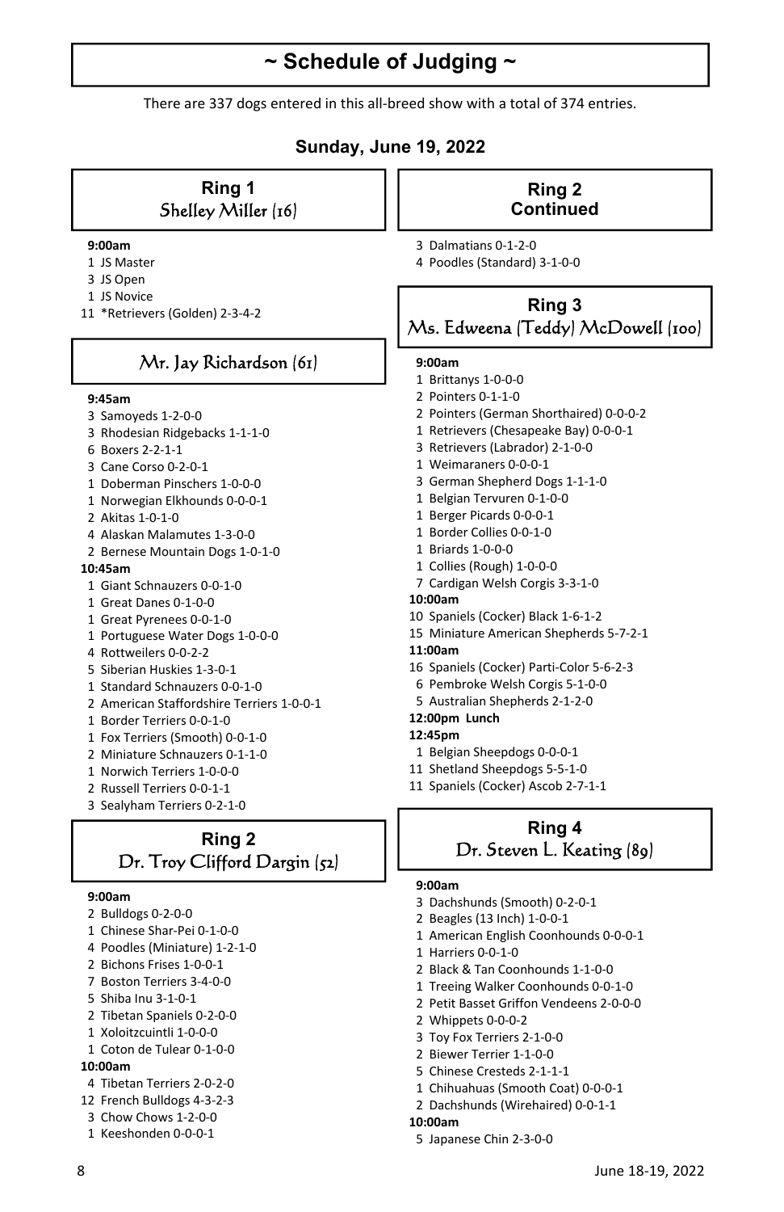# ~ Schedule of Judging ~

There are 337 dogs entered in this all-breed show with a total of 374 entries.

## Sunday, June 19, 2022

### Ring 1
### Shelley Miller (16)

**9:00am**
- 1 JS Master
- 3 JS Open
- 1 JS Novice
- 11 *Retrievers (Golden) 2-3-4-2

### Mr. Jay Richardson (61)

**9:45am**
- 3 Samoyeds 1-2-0-0
- 3 Rhodesian Ridgebacks 1-1-1-0
- 6 Boxers 2-2-1-1
- 3 Cane Corso 0-2-0-1
- 1 Doberman Pinschers 1-0-0-0
- 1 Norwegian Elkhounds 0-0-0-1
- 2 Akitas 1-0-1-0
- 4 Alaskan Malamutes 1-3-0-0
- 2 Bernese Mountain Dogs 1-0-1-0

**10:45am**
- 1 Giant Schnauzers 0-0-1-0
- 1 Great Danes 0-1-0-0
- 1 Great Pyrenees 0-0-1-0
- 1 Portuguese Water Dogs 1-0-0-0
- 4 Rottweilers 0-0-2-2
- 5 Siberian Huskies 1-3-0-1
- 1 Standard Schnauzers 0-0-1-0
- 2 American Staffordshire Terriers 1-0-0-1
- 1 Border Terriers 0-0-1-0
- 1 Fox Terriers (Smooth) 0-0-1-0
- 2 Miniature Schnauzers 0-1-1-0
- 1 Norwich Terriers 1-0-0-0
- 2 Russell Terriers 0-0-1-1
- 3 Sealyham Terriers 0-2-1-0

### Ring 2
### Dr. Troy Clifford Dargin (52)

**9:00am**
- 2 Bulldogs 0-2-0-0
- 1 Chinese Shar-Pei 0-1-0-0
- 4 Poodles (Miniature) 1-2-1-0
- 2 Bichons Frises 1-0-0-1
- 7 Boston Terriers 3-4-0-0
- 5 Shiba Inu 3-1-0-1
- 2 Tibetan Spaniels 0-2-0-0
- 1 Xoloitzcuintli 1-0-0-0
- 1 Coton de Tulear 0-1-0-0

**10:00am**
- 4 Tibetan Terriers 2-0-2-0
- 12 French Bulldogs 4-3-2-3
- 3 Chow Chows 1-2-0-0
- 1 Keeshonden 0-0-0-1

### Ring 2 Continued

- 3 Dalmatians 0-1-2-0
- 4 Poodles (Standard) 3-1-0-0

### Ring 3
### Ms. Edweena (Teddy) McDowell (100)

**9:00am**
- 1 Brittanys 1-0-0-0
- 2 Pointers 0-1-1-0
- 2 Pointers (German Shorthaired) 0-0-0-2
- 1 Retrievers (Chesapeake Bay) 0-0-0-1
- 3 Retrievers (Labrador) 2-1-0-0
- 1 Weimaraners 0-0-0-1
- 3 German Shepherd Dogs 1-1-1-0
- 1 Belgian Tervuren 0-1-0-0
- 1 Berger Picards 0-0-0-1
- 1 Border Collies 0-0-1-0
- 1 Briards 1-0-0-0
- 1 Collies (Rough) 1-0-0-0
- 7 Cardigan Welsh Corgis 3-3-1-0

**10:00am**
- 10 Spaniels (Cocker) Black 1-6-1-2
- 15 Miniature American Shepherds 5-7-2-1

**11:00am**
- 16 Spaniels (Cocker) Parti-Color 5-6-2-3
- 6 Pembroke Welsh Corgis 5-1-0-0
- 5 Australian Shepherds 2-1-2-0

**12:00pm Lunch**

**12:45pm**
- 1 Belgian Sheepdogs 0-0-0-1
- 11 Shetland Sheepdogs 5-5-1-0
- 11 Spaniels (Cocker) Ascob 2-7-1-1

### Ring 4
### Dr. Steven L. Keating (89)

**9:00am**
- 3 Dachshunds (Smooth) 0-2-0-1
- 2 Beagles (13 Inch) 1-0-0-1
- 1 American English Coonhounds 0-0-0-1
- 1 Harriers 0-0-1-0
- 2 Black & Tan Coonhounds 1-1-0-0
- 1 Treeing Walker Coonhounds 0-0-1-0
- 2 Petit Basset Griffon Vendeens 2-0-0-0
- 2 Whippets 0-0-0-2
- 3 Toy Fox Terriers 2-1-0-0
- 2 Biewer Terrier 1-1-0-0
- 5 Chinese Cresteds 2-1-1-1
- 1 Chihuahuas (Smooth Coat) 0-0-0-1
- 2 Dachshunds (Wirehaired) 0-0-1-1

**10:00am**
- 5 Japanese Chin 2-3-0-0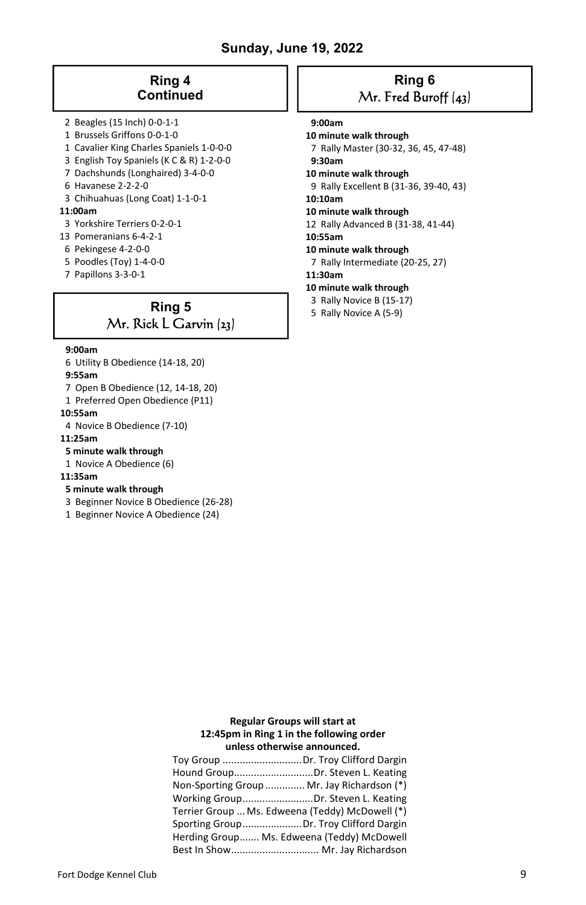## Sunday, June 19, 2022

### Ring 4
### Continued

2 Beagles (15 Inch) 0-0-1-1
1 Brussels Griffons 0-0-1-0
1 Cavalier King Charles Spaniels 1-0-0-0
3 English Toy Spaniels (K C & R) 1-2-0-0
7 Dachshunds (Longhaired) 3-4-0-0
6 Havanese 2-2-2-0
3 Chihuahuas (Long Coat) 1-1-0-1

**11:00am**

3 Yorkshire Terriers 0-2-0-1
13 Pomeranians 6-4-2-1
6 Pekingese 4-2-0-0
5 Poodles (Toy) 1-4-0-0
7 Papillons 3-3-0-1

### Ring 5
### Mr. Rick L Garvin (23)

**9:00am**

6 Utility B Obedience (14-18, 20)

**9:55am**

7 Open B Obedience (12, 14-18, 20)
1 Preferred Open Obedience (P11)

**10:55am**

4 Novice B Obedience (7-10)

**11:25am**

**5 minute walk through**

1 Novice A Obedience (6)

**11:35am**

**5 minute walk through**

3 Beginner Novice B Obedience (26-28)
1 Beginner Novice A Obedience (24)

### Ring 6
### Mr. Fred Buroff (43)

**9:00am**

**10 minute walk through**

7 Rally Master (30-32, 36, 45, 47-48)

**9:30am**

**10 minute walk through**

9 Rally Excellent B (31-36, 39-40, 43)

**10:10am**

**10 minute walk through**

12 Rally Advanced B (31-38, 41-44)

**10:55am**

**10 minute walk through**

7 Rally Intermediate (20-25, 27)

**11:30am**

**10 minute walk through**

3 Rally Novice B (15-17)
5 Rally Novice A (5-9)

**Regular Groups will start at 12:45pm in Ring 1 in the following order unless otherwise announced.**

Toy Group ............................Dr. Troy Clifford Dargin
Hound Group............................Dr. Steven L. Keating
Non-Sporting Group .............. Mr. Jay Richardson (*)
Working Group.........................Dr. Steven L. Keating
Terrier Group ... Ms. Edweena (Teddy) McDowell (*)
Sporting Group.....................Dr. Troy Clifford Dargin
Herding Group....... Ms. Edweena (Teddy) McDowell
Best In Show............................... Mr. Jay Richardson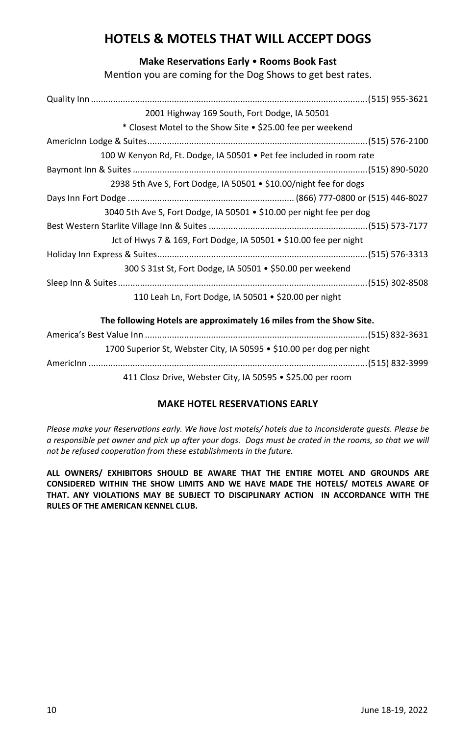# HOTELS & MOTELS THAT WILL ACCEPT DOGS

**Make Reservations Early** • **Rooms Book Fast**

Mention you are coming for the Dog Shows to get best rates.

Quality Inn ..................................................................(515) 955-3621

2001 Highway 169 South, Fort Dodge, IA 50501

* Closest Motel to the Show Site • $25.00 fee per weekend

AmericInn Lodge & Suites..................................................................(515) 576-2100

100 W Kenyon Rd, Ft. Dodge, IA 50501 • Pet fee included in room rate

Baymont Inn & Suites ..................................................................(515) 890-5020

2938 5th Ave S, Fort Dodge, IA 50501 • $10.00/night fee for dogs

Days Inn Fort Dodge .................................................................. (866) 777-0800 or (515) 446-8027

3040 5th Ave S, Fort Dodge, IA 50501 • $10.00 per night fee per dog

Best Western Starlite Village Inn & Suites ..................................................................(515) 573-7177

Jct of Hwys 7 & 169, Fort Dodge, IA 50501 • $10.00 fee per night

Holiday Inn Express & Suites..................................................................(515) 576-3313

300 S 31st St, Fort Dodge, IA 50501 • $50.00 per weekend

Sleep Inn & Suites..................................................................(515) 302-8508

110 Leah Ln, Fort Dodge, IA 50501 • $20.00 per night

**The following Hotels are approximately 16 miles from the Show Site.**

America's Best Value Inn ..................................................................(515) 832-3631

1700 Superior St, Webster City, IA 50595 • $10.00 per dog per night

AmericInn ..................................................................(515) 832-3999

411 Closz Drive, Webster City, IA 50595 • $25.00 per room

## MAKE HOTEL RESERVATIONS EARLY

*Please make your Reservations early. We have lost motels/ hotels due to inconsiderate guests. Please be a responsible pet owner and pick up after your dogs. Dogs must be crated in the rooms, so that we will not be refused cooperation from these establishments in the future.*

**ALL OWNERS/ EXHIBITORS SHOULD BE AWARE THAT THE ENTIRE MOTEL AND GROUNDS ARE CONSIDERED WITHIN THE SHOW LIMITS AND WE HAVE MADE THE HOTELS/ MOTELS AWARE OF THAT. ANY VIOLATIONS MAY BE SUBJECT TO DISCIPLINARY ACTION IN ACCORDANCE WITH THE RULES OF THE AMERICAN KENNEL CLUB.**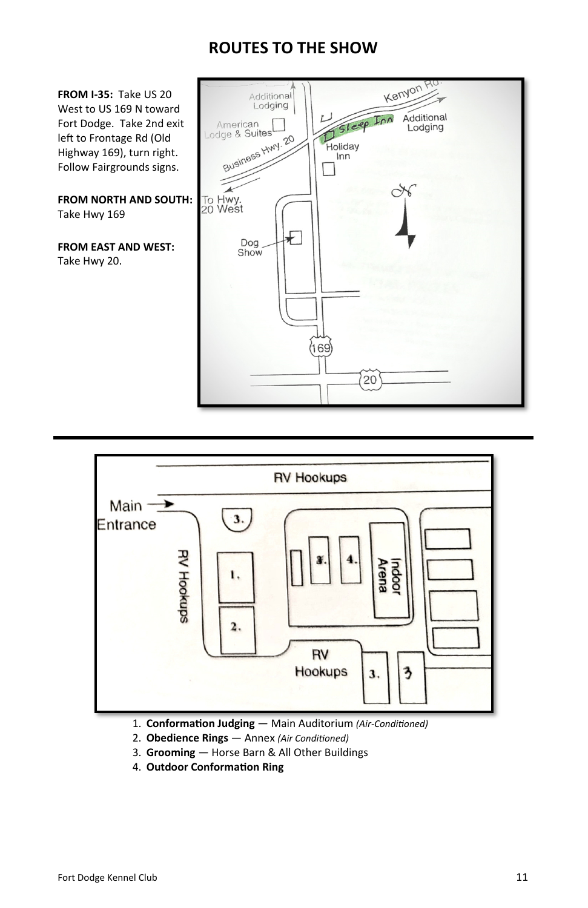# ROUTES TO THE SHOW

**FROM I-35:** Take US 20 West to US 169 N toward Fort Dodge. Take 2nd exit left to Frontage Rd (Old Highway 169), turn right. Follow Fairgrounds signs.

**FROM NORTH AND SOUTH:** Take Hwy 169

**FROM EAST AND WEST:** Take Hwy 20.

1. **Conformation Judging** — Main Auditorium *(Air-Conditioned)*
2. **Obedience Rings** — Annex *(Air Conditioned)*
3. **Grooming** — Horse Barn & All Other Buildings
4. **Outdoor Conformation Ring**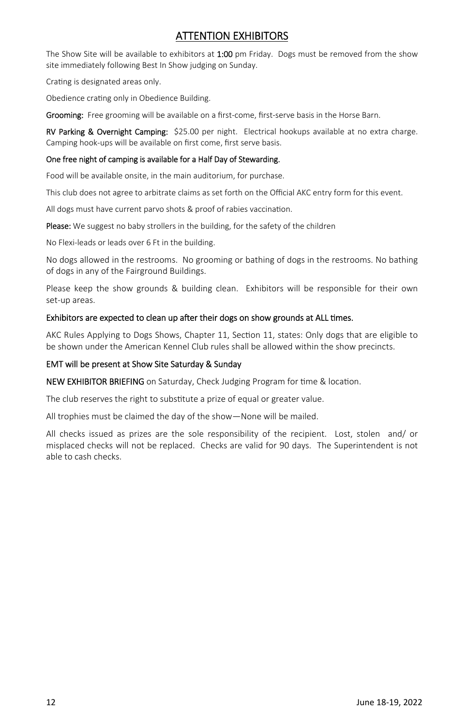## ATTENTION EXHIBITORS

The Show Site will be available to exhibitors at **1:00** pm Friday. Dogs must be removed from the show site immediately following Best In Show judging on Sunday.

Crating is designated areas only.

Obedience crating only in Obedience Building.

**Grooming:** Free grooming will be available on a first-come, first-serve basis in the Horse Barn.

**RV Parking & Overnight Camping:** $25.00 per night. Electrical hookups available at no extra charge. Camping hook-ups will be available on first come, first serve basis.

**One free night of camping is available for a Half Day of Stewarding.**

Food will be available onsite, in the main auditorium, for purchase.

This club does not agree to arbitrate claims as set forth on the Official AKC entry form for this event.

All dogs must have current parvo shots & proof of rabies vaccination.

**Please:** We suggest no baby strollers in the building, for the safety of the children

No Flexi-leads or leads over 6 Ft in the building.

No dogs allowed in the restrooms. No grooming or bathing of dogs in the restrooms. No bathing of dogs in any of the Fairground Buildings.

Please keep the show grounds & building clean. Exhibitors will be responsible for their own set-up areas.

**Exhibitors are expected to clean up after their dogs on show grounds at ALL times.**

AKC Rules Applying to Dogs Shows, Chapter 11, Section 11, states: Only dogs that are eligible to be shown under the American Kennel Club rules shall be allowed within the show precincts.

**EMT will be present at Show Site Saturday & Sunday**

**NEW EXHIBITOR BRIEFING** on Saturday, Check Judging Program for time & location.

The club reserves the right to substitute a prize of equal or greater value.

All trophies must be claimed the day of the show—None will be mailed.

All checks issued as prizes are the sole responsibility of the recipient. Lost, stolen and/ or misplaced checks will not be replaced. Checks are valid for 90 days. The Superintendent is not able to cash checks.